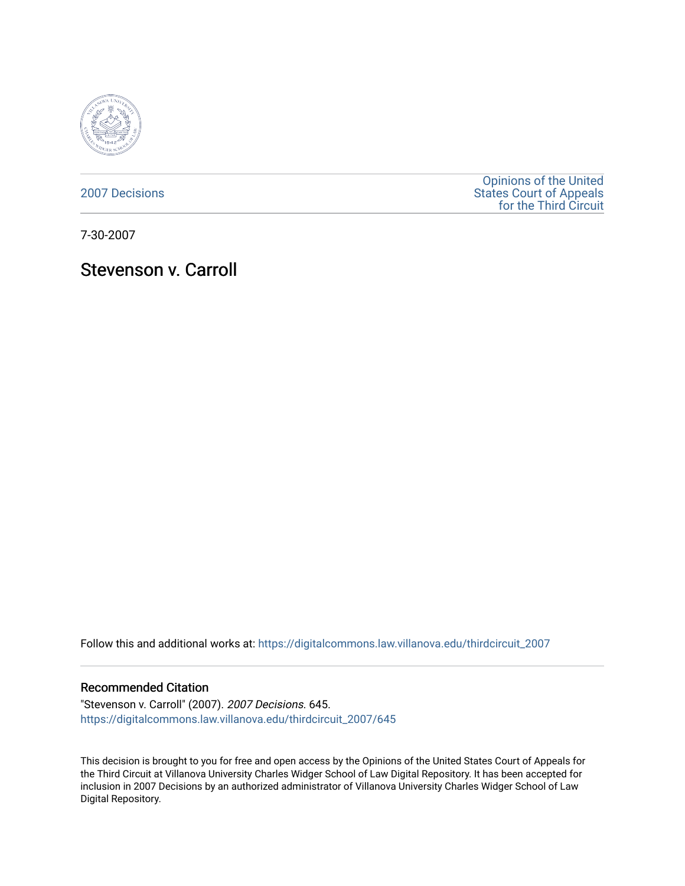2007 Decisions

Opinions of the United States Court of Appeals for the Third Circuit

7-30-2007

# Stevenson v. Carroll

Follow this and additional works at: https://digitalcommons.law.villanova.edu/thirdcircuit_2007

## Recommended Citation

"Stevenson v. Carroll" (2007). *2007 Decisions*. 645.
https://digitalcommons.law.villanova.edu/thirdcircuit_2007/645

This decision is brought to you for free and open access by the Opinions of the United States Court of Appeals for the Third Circuit at Villanova University Charles Widger School of Law Digital Repository. It has been accepted for inclusion in 2007 Decisions by an authorized administrator of Villanova University Charles Widger School of Law Digital Repository.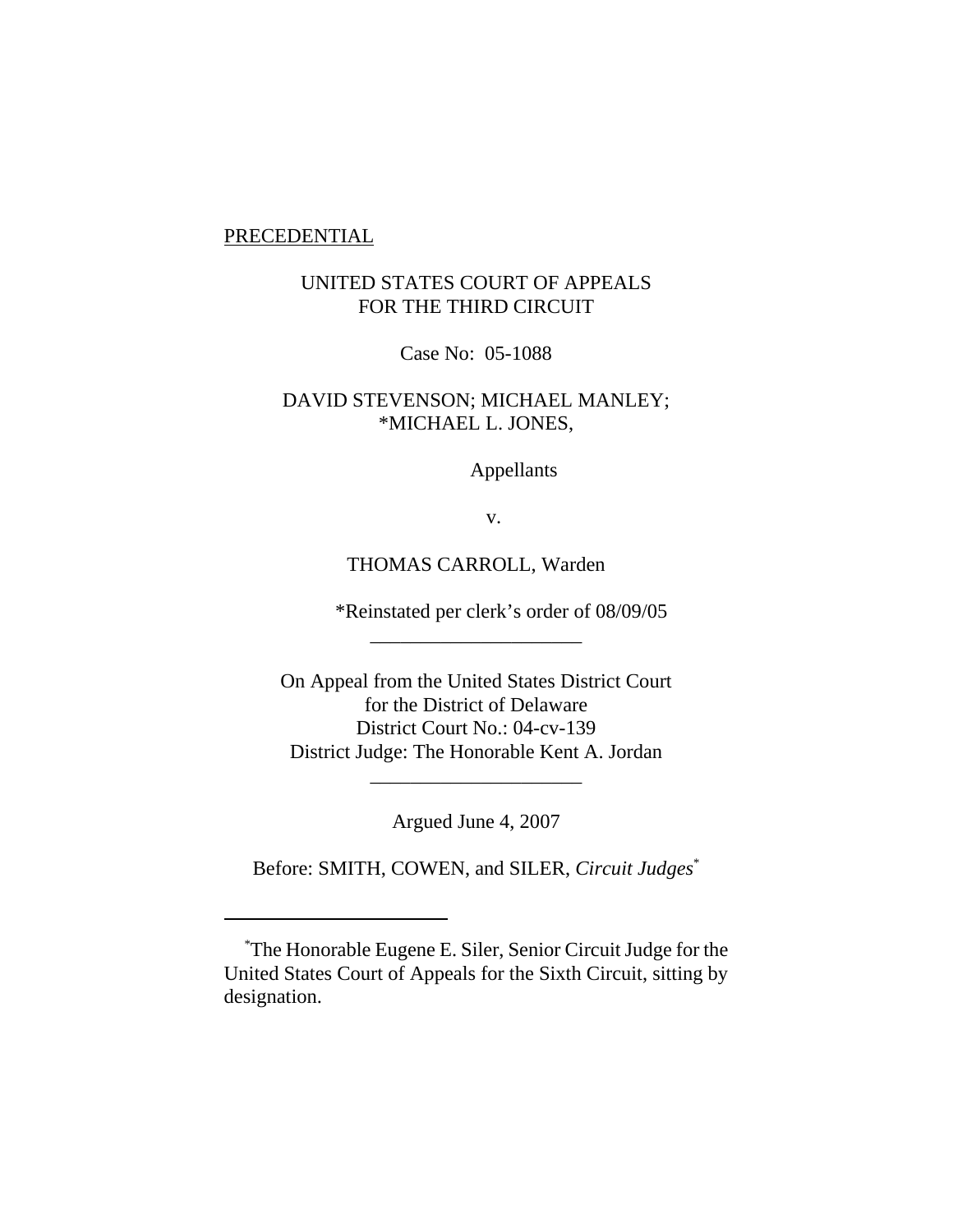PRECEDENTIAL

UNITED STATES COURT OF APPEALS
FOR THE THIRD CIRCUIT

Case No: 05-1088

DAVID STEVENSON; MICHAEL MANLEY;
*MICHAEL L. JONES,

Appellants

v.

THOMAS CARROLL, Warden

*Reinstated per clerk's order of 08/09/05

---

On Appeal from the United States District Court
for the District of Delaware
District Court No.: 04-cv-139
District Judge: The Honorable Kent A. Jordan

---

Argued June 4, 2007

Before: SMITH, COWEN, and SILER, *Circuit Judges*[*]

---

[*]The Honorable Eugene E. Siler, Senior Circuit Judge for the United States Court of Appeals for the Sixth Circuit, sitting by designation.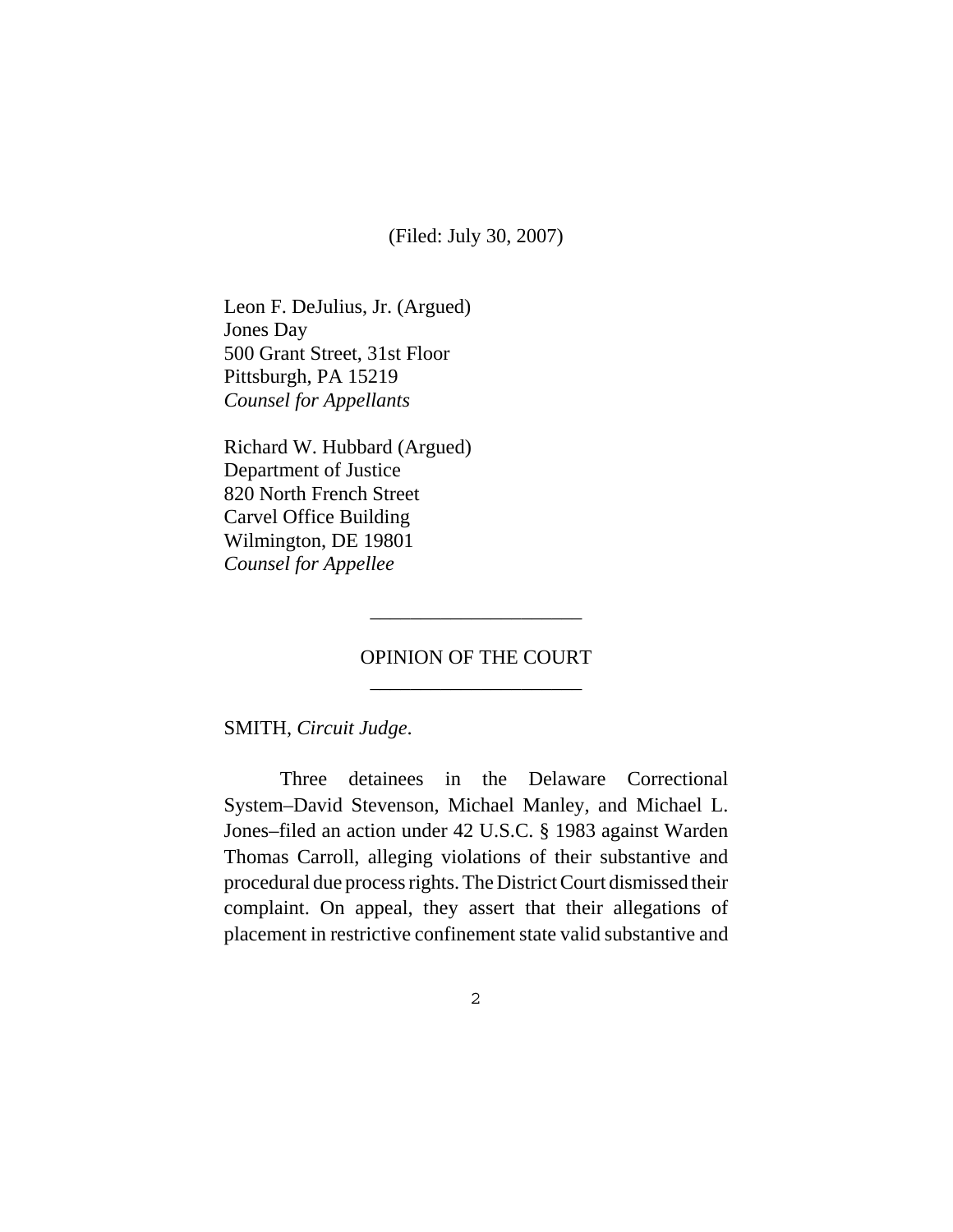(Filed: July 30, 2007)

Leon F. DeJulius, Jr. (Argued)
Jones Day
500 Grant Street, 31st Floor
Pittsburgh, PA 15219
*Counsel for Appellants*

Richard W. Hubbard (Argued)
Department of Justice
820 North French Street
Carvel Office Building
Wilmington, DE 19801
*Counsel for Appellee*

---

OPINION OF THE COURT

---

SMITH, *Circuit Judge*.

Three detainees in the Delaware Correctional System–David Stevenson, Michael Manley, and Michael L. Jones–filed an action under 42 U.S.C. § 1983 against Warden Thomas Carroll, alleging violations of their substantive and procedural due process rights. The District Court dismissed their complaint. On appeal, they assert that their allegations of placement in restrictive confinement state valid substantive and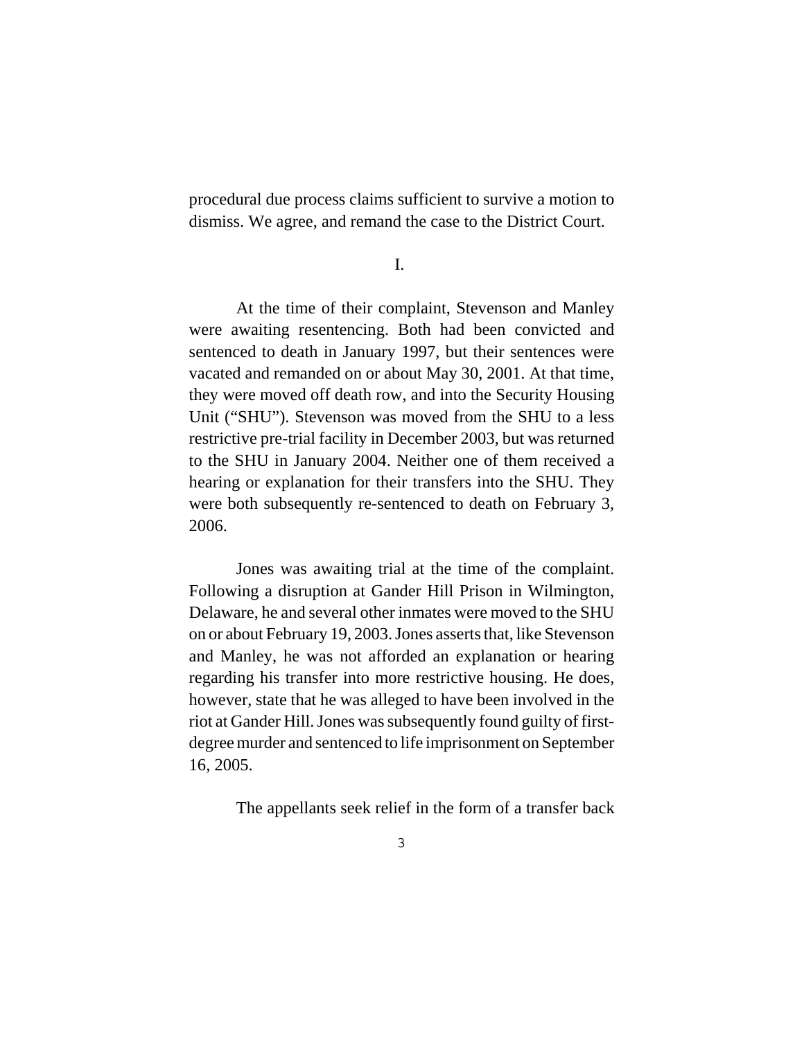procedural due process claims sufficient to survive a motion to dismiss. We agree, and remand the case to the District Court.

I.

At the time of their complaint, Stevenson and Manley were awaiting resentencing. Both had been convicted and sentenced to death in January 1997, but their sentences were vacated and remanded on or about May 30, 2001. At that time, they were moved off death row, and into the Security Housing Unit ("SHU"). Stevenson was moved from the SHU to a less restrictive pre-trial facility in December 2003, but was returned to the SHU in January 2004. Neither one of them received a hearing or explanation for their transfers into the SHU. They were both subsequently re-sentenced to death on February 3, 2006.

Jones was awaiting trial at the time of the complaint. Following a disruption at Gander Hill Prison in Wilmington, Delaware, he and several other inmates were moved to the SHU on or about February 19, 2003. Jones asserts that, like Stevenson and Manley, he was not afforded an explanation or hearing regarding his transfer into more restrictive housing. He does, however, state that he was alleged to have been involved in the riot at Gander Hill. Jones was subsequently found guilty of first-degree murder and sentenced to life imprisonment on September 16, 2005.

The appellants seek relief in the form of a transfer back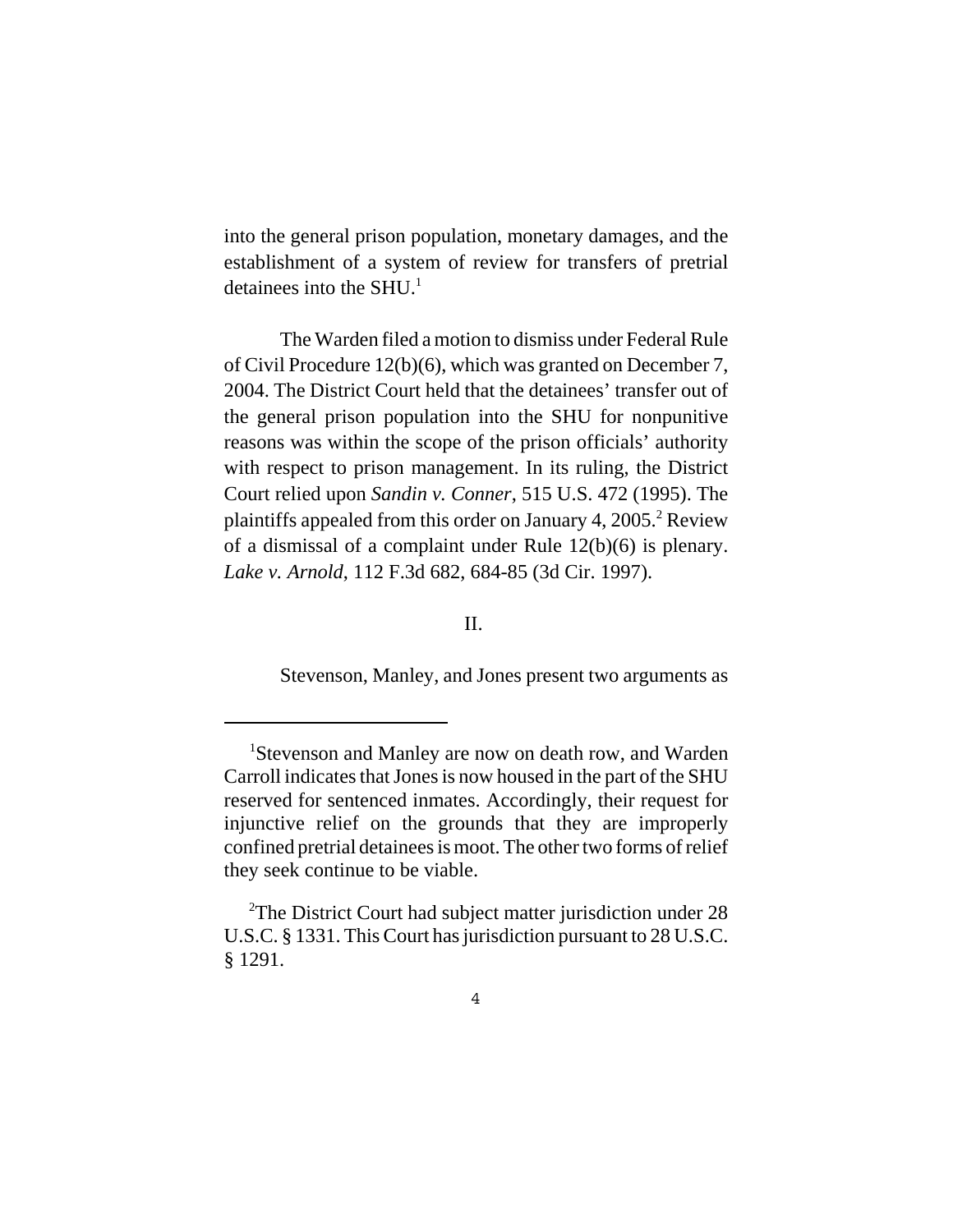into the general prison population, monetary damages, and the establishment of a system of review for transfers of pretrial detainees into the SHU.[1]

The Warden filed a motion to dismiss under Federal Rule of Civil Procedure 12(b)(6), which was granted on December 7, 2004. The District Court held that the detainees' transfer out of the general prison population into the SHU for nonpunitive reasons was within the scope of the prison officials' authority with respect to prison management. In its ruling, the District Court relied upon *Sandin v. Conner*, 515 U.S. 472 (1995). The plaintiffs appealed from this order on January 4, 2005.[2] Review of a dismissal of a complaint under Rule 12(b)(6) is plenary. *Lake v. Arnold*, 112 F.3d 682, 684-85 (3d Cir. 1997).

II.

Stevenson, Manley, and Jones present two arguments as

---

[1]Stevenson and Manley are now on death row, and Warden Carroll indicates that Jones is now housed in the part of the SHU reserved for sentenced inmates. Accordingly, their request for injunctive relief on the grounds that they are improperly confined pretrial detainees is moot. The other two forms of relief they seek continue to be viable.

[2]The District Court had subject matter jurisdiction under 28 U.S.C. § 1331. This Court has jurisdiction pursuant to 28 U.S.C. § 1291.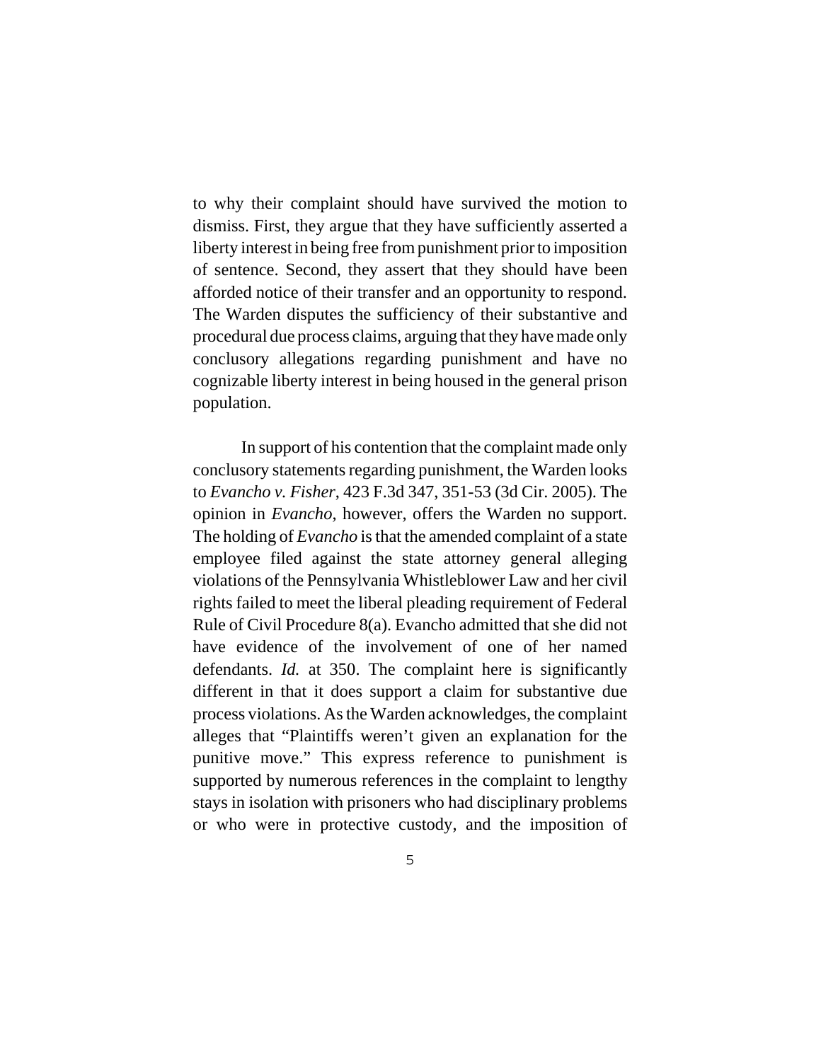to why their complaint should have survived the motion to dismiss. First, they argue that they have sufficiently asserted a liberty interest in being free from punishment prior to imposition of sentence. Second, they assert that they should have been afforded notice of their transfer and an opportunity to respond. The Warden disputes the sufficiency of their substantive and procedural due process claims, arguing that they have made only conclusory allegations regarding punishment and have no cognizable liberty interest in being housed in the general prison population.

In support of his contention that the complaint made only conclusory statements regarding punishment, the Warden looks to *Evancho v. Fisher*, 423 F.3d 347, 351-53 (3d Cir. 2005). The opinion in *Evancho*, however, offers the Warden no support. The holding of *Evancho* is that the amended complaint of a state employee filed against the state attorney general alleging violations of the Pennsylvania Whistleblower Law and her civil rights failed to meet the liberal pleading requirement of Federal Rule of Civil Procedure 8(a). Evancho admitted that she did not have evidence of the involvement of one of her named defendants. *Id.* at 350. The complaint here is significantly different in that it does support a claim for substantive due process violations. As the Warden acknowledges, the complaint alleges that "Plaintiffs weren't given an explanation for the punitive move." This express reference to punishment is supported by numerous references in the complaint to lengthy stays in isolation with prisoners who had disciplinary problems or who were in protective custody, and the imposition of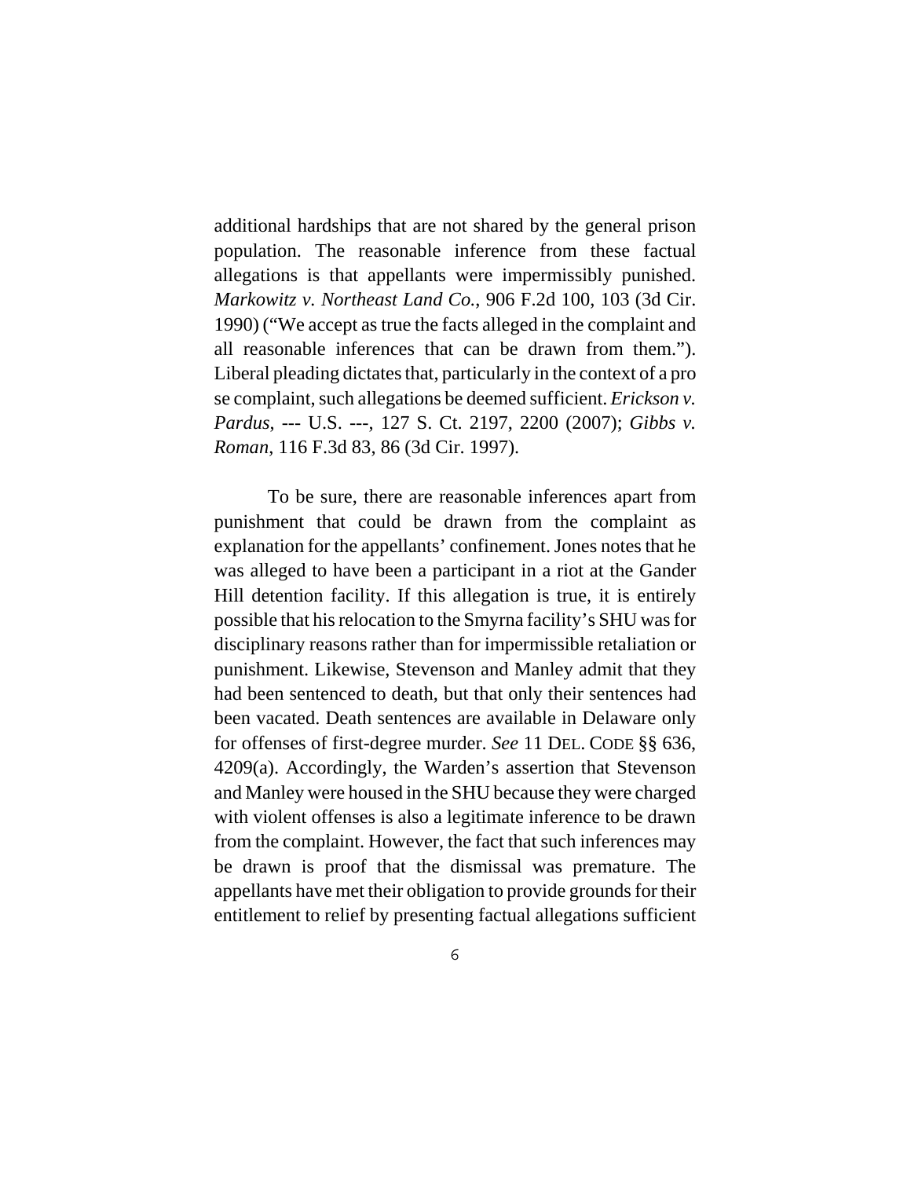additional hardships that are not shared by the general prison population. The reasonable inference from these factual allegations is that appellants were impermissibly punished. *Markowitz v. Northeast Land Co.*, 906 F.2d 100, 103 (3d Cir. 1990) ("We accept as true the facts alleged in the complaint and all reasonable inferences that can be drawn from them."). Liberal pleading dictates that, particularly in the context of a pro se complaint, such allegations be deemed sufficient. *Erickson v. Pardus*, --- U.S. ---, 127 S. Ct. 2197, 2200 (2007); *Gibbs v. Roman*, 116 F.3d 83, 86 (3d Cir. 1997).

To be sure, there are reasonable inferences apart from punishment that could be drawn from the complaint as explanation for the appellants' confinement. Jones notes that he was alleged to have been a participant in a riot at the Gander Hill detention facility. If this allegation is true, it is entirely possible that his relocation to the Smyrna facility's SHU was for disciplinary reasons rather than for impermissible retaliation or punishment. Likewise, Stevenson and Manley admit that they had been sentenced to death, but that only their sentences had been vacated. Death sentences are available in Delaware only for offenses of first-degree murder. *See* 11 DEL. CODE §§ 636, 4209(a). Accordingly, the Warden's assertion that Stevenson and Manley were housed in the SHU because they were charged with violent offenses is also a legitimate inference to be drawn from the complaint. However, the fact that such inferences may be drawn is proof that the dismissal was premature. The appellants have met their obligation to provide grounds for their entitlement to relief by presenting factual allegations sufficient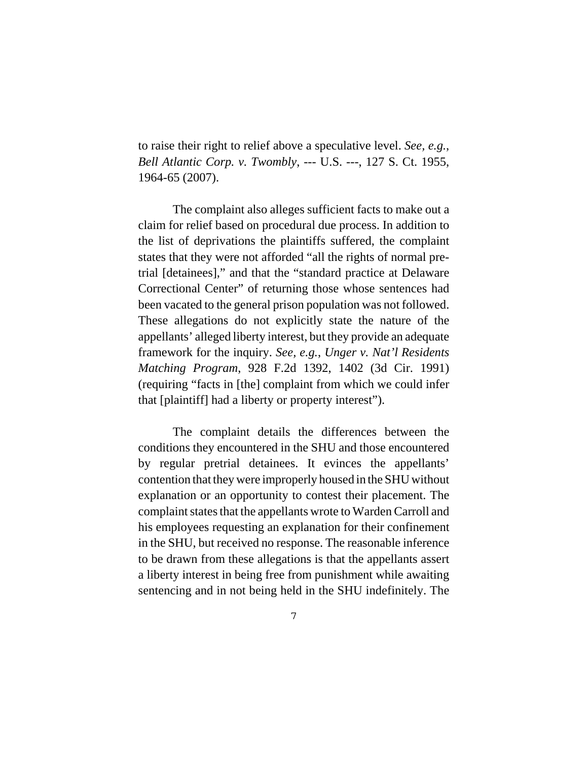to raise their right to relief above a speculative level. *See, e.g.*, *Bell Atlantic Corp. v. Twombly*, --- U.S. ---, 127 S. Ct. 1955, 1964-65 (2007).

The complaint also alleges sufficient facts to make out a claim for relief based on procedural due process. In addition to the list of deprivations the plaintiffs suffered, the complaint states that they were not afforded "all the rights of normal pre-trial [detainees]," and that the "standard practice at Delaware Correctional Center" of returning those whose sentences had been vacated to the general prison population was not followed. These allegations do not explicitly state the nature of the appellants' alleged liberty interest, but they provide an adequate framework for the inquiry. *See, e.g.*, *Unger v. Nat'l Residents Matching Program*, 928 F.2d 1392, 1402 (3d Cir. 1991) (requiring "facts in [the] complaint from which we could infer that [plaintiff] had a liberty or property interest").

The complaint details the differences between the conditions they encountered in the SHU and those encountered by regular pretrial detainees. It evinces the appellants' contention that they were improperly housed in the SHU without explanation or an opportunity to contest their placement. The complaint states that the appellants wrote to Warden Carroll and his employees requesting an explanation for their confinement in the SHU, but received no response. The reasonable inference to be drawn from these allegations is that the appellants assert a liberty interest in being free from punishment while awaiting sentencing and in not being held in the SHU indefinitely. The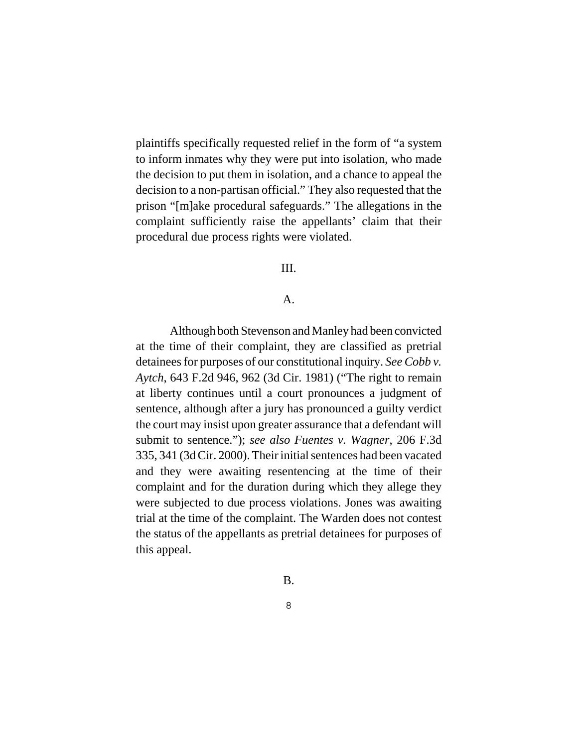plaintiffs specifically requested relief in the form of "a system to inform inmates why they were put into isolation, who made the decision to put them in isolation, and a chance to appeal the decision to a non-partisan official." They also requested that the prison "[m]ake procedural safeguards." The allegations in the complaint sufficiently raise the appellants' claim that their procedural due process rights were violated.

III.

A.

Although both Stevenson and Manley had been convicted at the time of their complaint, they are classified as pretrial detainees for purposes of our constitutional inquiry. *See Cobb v. Aytch*, 643 F.2d 946, 962 (3d Cir. 1981) ("The right to remain at liberty continues until a court pronounces a judgment of sentence, although after a jury has pronounced a guilty verdict the court may insist upon greater assurance that a defendant will submit to sentence."); *see also Fuentes v. Wagner*, 206 F.3d 335, 341 (3d Cir. 2000). Their initial sentences had been vacated and they were awaiting resentencing at the time of their complaint and for the duration during which they allege they were subjected to due process violations. Jones was awaiting trial at the time of the complaint. The Warden does not contest the status of the appellants as pretrial detainees for purposes of this appeal.

B.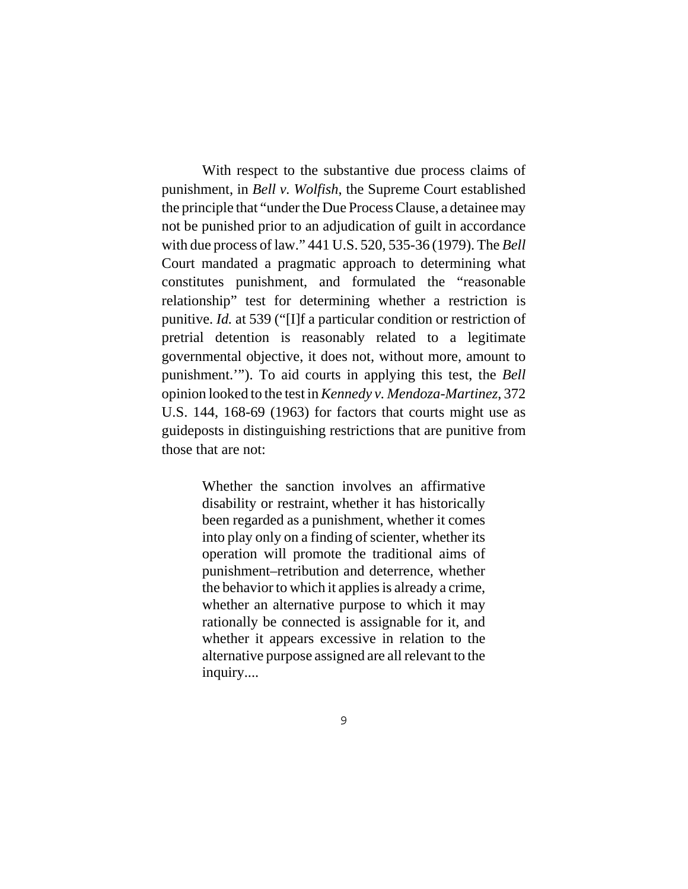With respect to the substantive due process claims of punishment, in *Bell v. Wolfish*, the Supreme Court established the principle that "under the Due Process Clause, a detainee may not be punished prior to an adjudication of guilt in accordance with due process of law." 441 U.S. 520, 535-36 (1979). The *Bell* Court mandated a pragmatic approach to determining what constitutes punishment, and formulated the "reasonable relationship" test for determining whether a restriction is punitive. *Id.* at 539 ("[I]f a particular condition or restriction of pretrial detention is reasonably related to a legitimate governmental objective, it does not, without more, amount to punishment.'"). To aid courts in applying this test, the *Bell* opinion looked to the test in *Kennedy v. Mendoza-Martinez*, 372 U.S. 144, 168-69 (1963) for factors that courts might use as guideposts in distinguishing restrictions that are punitive from those that are not:

> Whether the sanction involves an affirmative disability or restraint, whether it has historically been regarded as a punishment, whether it comes into play only on a finding of scienter, whether its operation will promote the traditional aims of punishment–retribution and deterrence, whether the behavior to which it applies is already a crime, whether an alternative purpose to which it may rationally be connected is assignable for it, and whether it appears excessive in relation to the alternative purpose assigned are all relevant to the inquiry....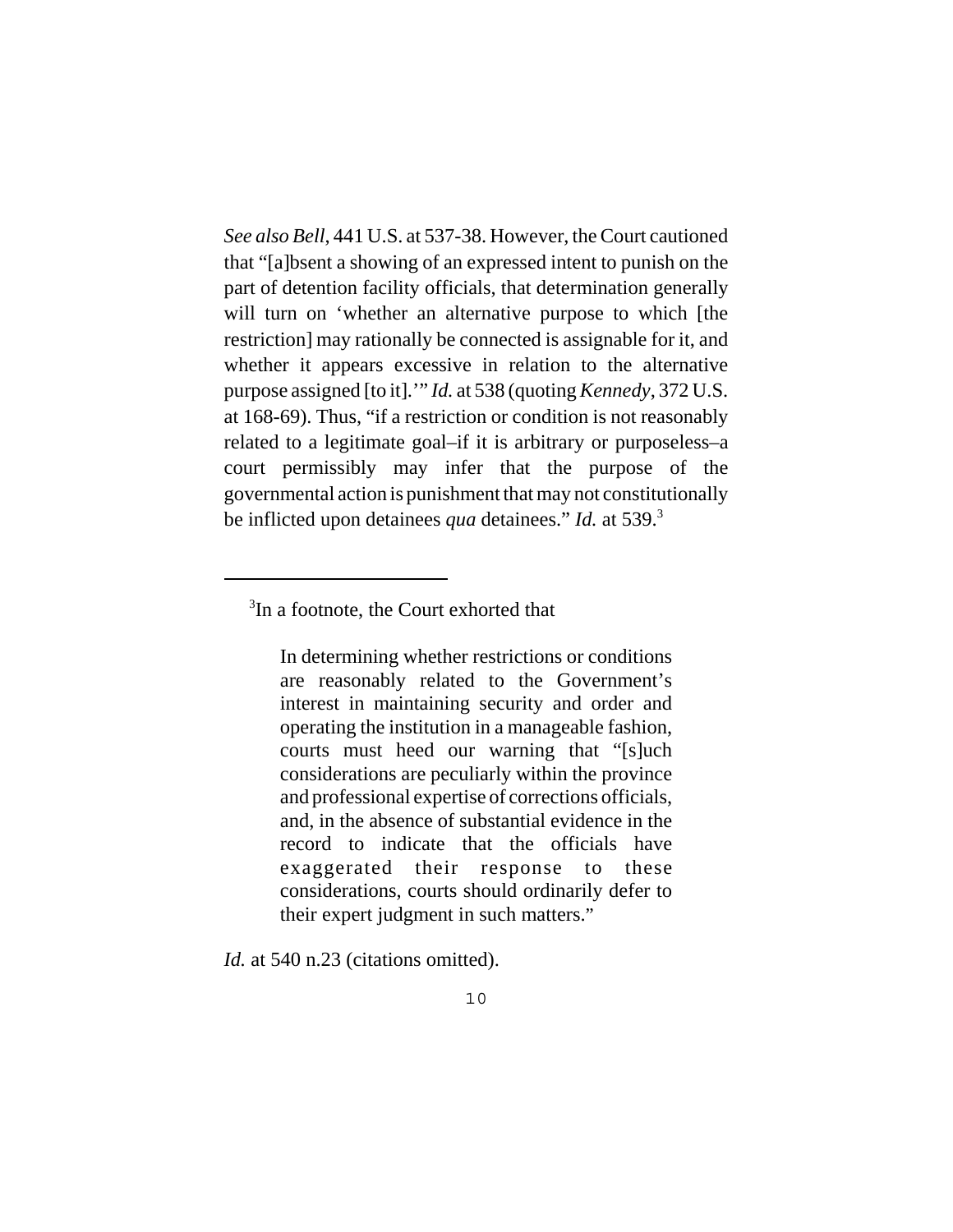*See also Bell*, 441 U.S. at 537-38. However, the Court cautioned that "[a]bsent a showing of an expressed intent to punish on the part of detention facility officials, that determination generally will turn on 'whether an alternative purpose to which [the restriction] may rationally be connected is assignable for it, and whether it appears excessive in relation to the alternative purpose assigned [to it].'" *Id.* at 538 (quoting *Kennedy*, 372 U.S. at 168-69). Thus, "if a restriction or condition is not reasonably related to a legitimate goal–if it is arbitrary or purposeless–a court permissibly may infer that the purpose of the governmental action is punishment that may not constitutionally be inflicted upon detainees *qua* detainees." *Id.* at 539.[3]

---

[3]In a footnote, the Court exhorted that

> In determining whether restrictions or conditions are reasonably related to the Government's interest in maintaining security and order and operating the institution in a manageable fashion, courts must heed our warning that "[s]uch considerations are peculiarly within the province and professional expertise of corrections officials, and, in the absence of substantial evidence in the record to indicate that the officials have exaggerated their response to these considerations, courts should ordinarily defer to their expert judgment in such matters."

*Id.* at 540 n.23 (citations omitted).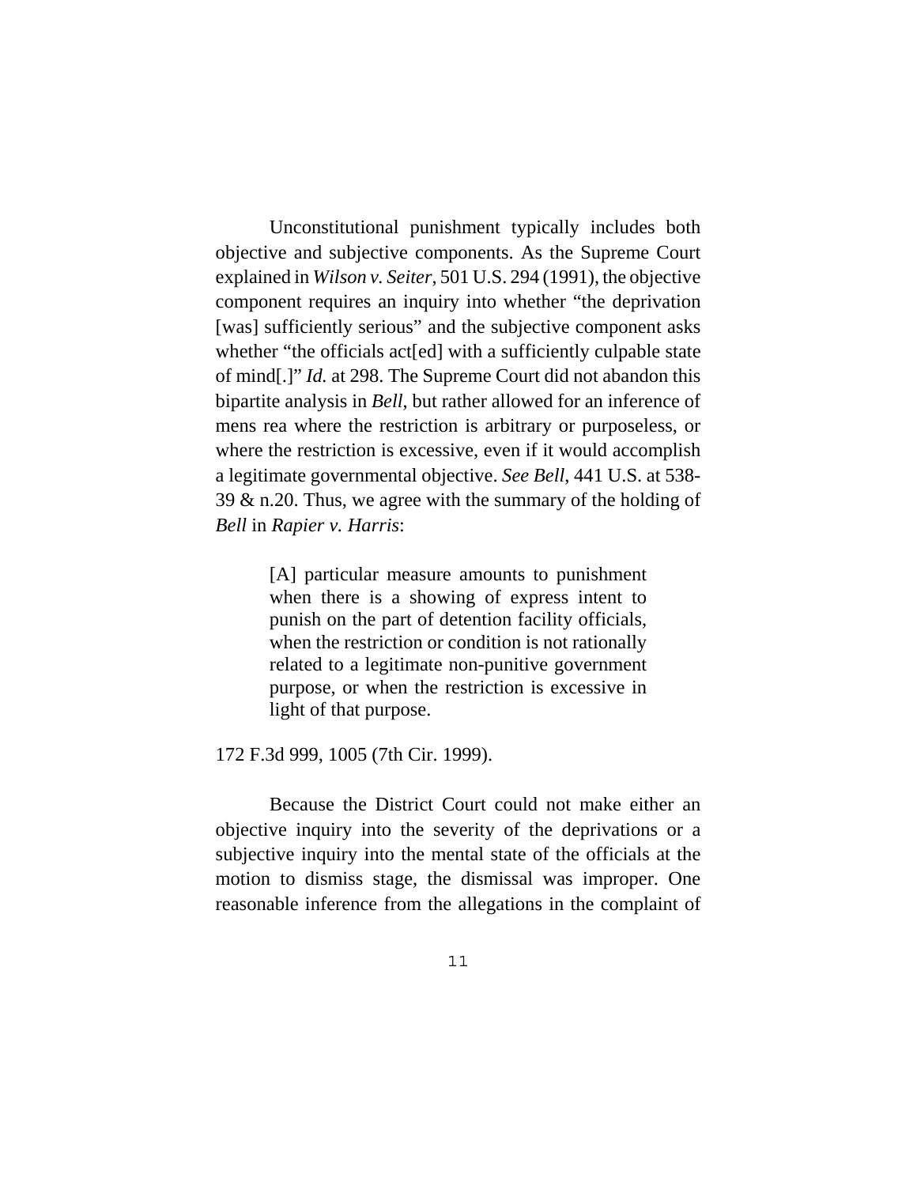Unconstitutional punishment typically includes both objective and subjective components. As the Supreme Court explained in *Wilson v. Seiter*, 501 U.S. 294 (1991), the objective component requires an inquiry into whether "the deprivation [was] sufficiently serious" and the subjective component asks whether "the officials act[ed] with a sufficiently culpable state of mind[.]" *Id.* at 298. The Supreme Court did not abandon this bipartite analysis in *Bell*, but rather allowed for an inference of mens rea where the restriction is arbitrary or purposeless, or where the restriction is excessive, even if it would accomplish a legitimate governmental objective. *See Bell*, 441 U.S. at 538-39 & n.20. Thus, we agree with the summary of the holding of *Bell* in *Rapier v. Harris*:

> [A] particular measure amounts to punishment when there is a showing of express intent to punish on the part of detention facility officials, when the restriction or condition is not rationally related to a legitimate non-punitive government purpose, or when the restriction is excessive in light of that purpose.

172 F.3d 999, 1005 (7th Cir. 1999).

Because the District Court could not make either an objective inquiry into the severity of the deprivations or a subjective inquiry into the mental state of the officials at the motion to dismiss stage, the dismissal was improper. One reasonable inference from the allegations in the complaint of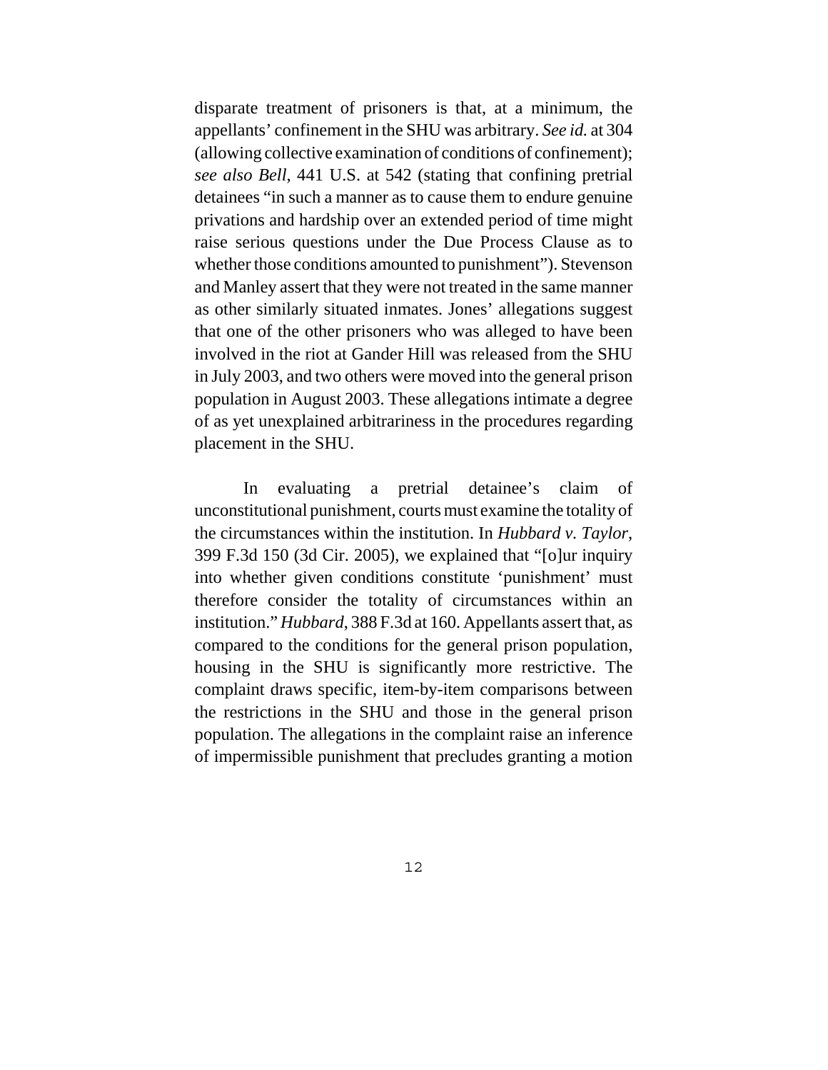disparate treatment of prisoners is that, at a minimum, the appellants' confinement in the SHU was arbitrary. *See id.* at 304 (allowing collective examination of conditions of confinement); *see also Bell*, 441 U.S. at 542 (stating that confining pretrial detainees "in such a manner as to cause them to endure genuine privations and hardship over an extended period of time might raise serious questions under the Due Process Clause as to whether those conditions amounted to punishment"). Stevenson and Manley assert that they were not treated in the same manner as other similarly situated inmates. Jones' allegations suggest that one of the other prisoners who was alleged to have been involved in the riot at Gander Hill was released from the SHU in July 2003, and two others were moved into the general prison population in August 2003. These allegations intimate a degree of as yet unexplained arbitrariness in the procedures regarding placement in the SHU.

In evaluating a pretrial detainee's claim of unconstitutional punishment, courts must examine the totality of the circumstances within the institution. In *Hubbard v. Taylor*, 399 F.3d 150 (3d Cir. 2005), we explained that "[o]ur inquiry into whether given conditions constitute 'punishment' must therefore consider the totality of circumstances within an institution." *Hubbard*, 388 F.3d at 160. Appellants assert that, as compared to the conditions for the general prison population, housing in the SHU is significantly more restrictive. The complaint draws specific, item-by-item comparisons between the restrictions in the SHU and those in the general prison population. The allegations in the complaint raise an inference of impermissible punishment that precludes granting a motion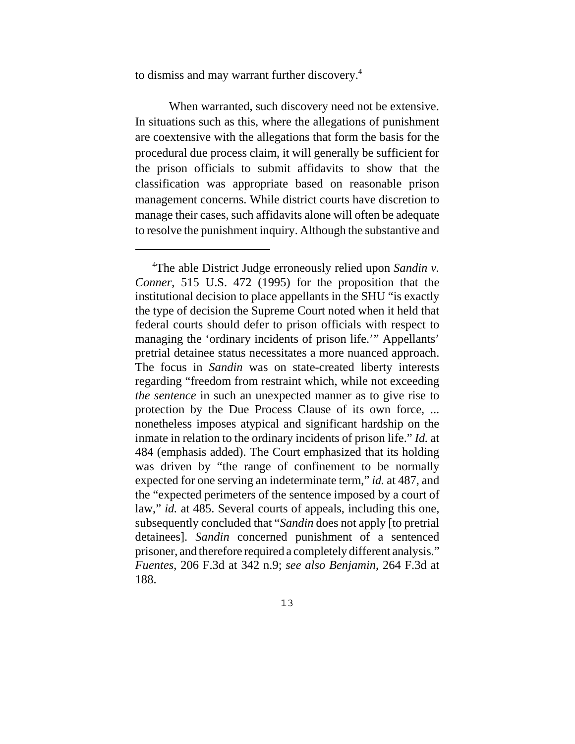to dismiss and may warrant further discovery.[4]

When warranted, such discovery need not be extensive. In situations such as this, where the allegations of punishment are coextensive with the allegations that form the basis for the procedural due process claim, it will generally be sufficient for the prison officials to submit affidavits to show that the classification was appropriate based on reasonable prison management concerns. While district courts have discretion to manage their cases, such affidavits alone will often be adequate to resolve the punishment inquiry. Although the substantive and

---

[4]The able District Judge erroneously relied upon *Sandin v. Conner*, 515 U.S. 472 (1995) for the proposition that the institutional decision to place appellants in the SHU "is exactly the type of decision the Supreme Court noted when it held that federal courts should defer to prison officials with respect to managing the 'ordinary incidents of prison life.'" Appellants' pretrial detainee status necessitates a more nuanced approach. The focus in *Sandin* was on state-created liberty interests regarding "freedom from restraint which, while not exceeding *the sentence* in such an unexpected manner as to give rise to protection by the Due Process Clause of its own force, ... nonetheless imposes atypical and significant hardship on the inmate in relation to the ordinary incidents of prison life." *Id.* at 484 (emphasis added). The Court emphasized that its holding was driven by "the range of confinement to be normally expected for one serving an indeterminate term," *id.* at 487, and the "expected perimeters of the sentence imposed by a court of law," *id.* at 485. Several courts of appeals, including this one, subsequently concluded that "*Sandin* does not apply [to pretrial detainees]. *Sandin* concerned punishment of a sentenced prisoner, and therefore required a completely different analysis." *Fuentes*, 206 F.3d at 342 n.9; *see also Benjamin*, 264 F.3d at 188.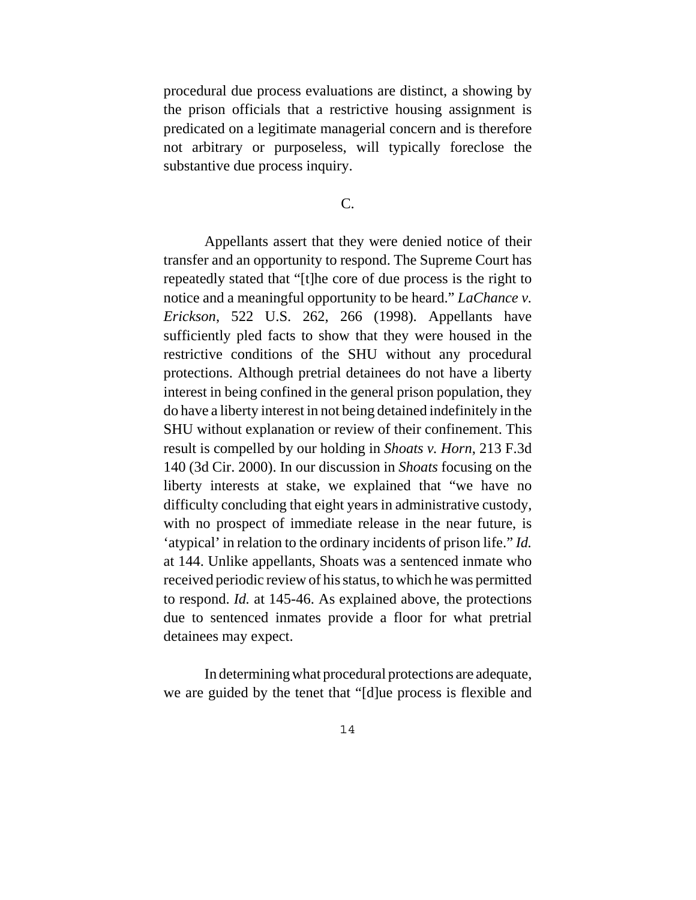procedural due process evaluations are distinct, a showing by the prison officials that a restrictive housing assignment is predicated on a legitimate managerial concern and is therefore not arbitrary or purposeless, will typically foreclose the substantive due process inquiry.

### C.

Appellants assert that they were denied notice of their transfer and an opportunity to respond. The Supreme Court has repeatedly stated that "[t]he core of due process is the right to notice and a meaningful opportunity to be heard." *LaChance v. Erickson*, 522 U.S. 262, 266 (1998). Appellants have sufficiently pled facts to show that they were housed in the restrictive conditions of the SHU without any procedural protections. Although pretrial detainees do not have a liberty interest in being confined in the general prison population, they do have a liberty interest in not being detained indefinitely in the SHU without explanation or review of their confinement. This result is compelled by our holding in *Shoats v. Horn*, 213 F.3d 140 (3d Cir. 2000). In our discussion in *Shoats* focusing on the liberty interests at stake, we explained that "we have no difficulty concluding that eight years in administrative custody, with no prospect of immediate release in the near future, is 'atypical' in relation to the ordinary incidents of prison life." *Id.* at 144. Unlike appellants, Shoats was a sentenced inmate who received periodic review of his status, to which he was permitted to respond. *Id.* at 145-46. As explained above, the protections due to sentenced inmates provide a floor for what pretrial detainees may expect.

In determining what procedural protections are adequate, we are guided by the tenet that "[d]ue process is flexible and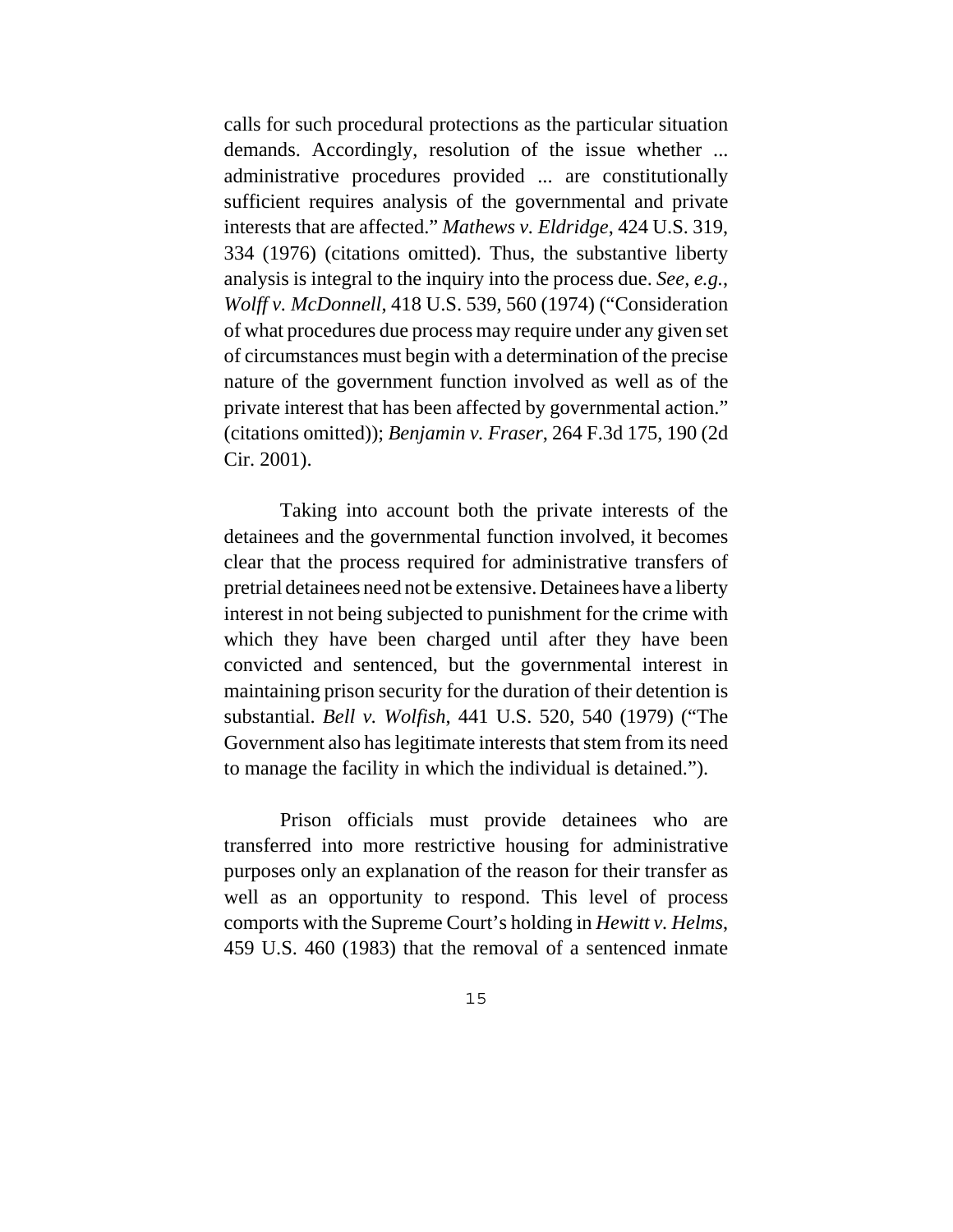calls for such procedural protections as the particular situation demands. Accordingly, resolution of the issue whether ... administrative procedures provided ... are constitutionally sufficient requires analysis of the governmental and private interests that are affected." *Mathews v. Eldridge*, 424 U.S. 319, 334 (1976) (citations omitted). Thus, the substantive liberty analysis is integral to the inquiry into the process due. *See, e.g.*, *Wolff v. McDonnell*, 418 U.S. 539, 560 (1974) ("Consideration of what procedures due process may require under any given set of circumstances must begin with a determination of the precise nature of the government function involved as well as of the private interest that has been affected by governmental action." (citations omitted)); *Benjamin v. Fraser*, 264 F.3d 175, 190 (2d Cir. 2001).

Taking into account both the private interests of the detainees and the governmental function involved, it becomes clear that the process required for administrative transfers of pretrial detainees need not be extensive. Detainees have a liberty interest in not being subjected to punishment for the crime with which they have been charged until after they have been convicted and sentenced, but the governmental interest in maintaining prison security for the duration of their detention is substantial. *Bell v. Wolfish*, 441 U.S. 520, 540 (1979) ("The Government also has legitimate interests that stem from its need to manage the facility in which the individual is detained.").

Prison officials must provide detainees who are transferred into more restrictive housing for administrative purposes only an explanation of the reason for their transfer as well as an opportunity to respond. This level of process comports with the Supreme Court's holding in *Hewitt v. Helms*, 459 U.S. 460 (1983) that the removal of a sentenced inmate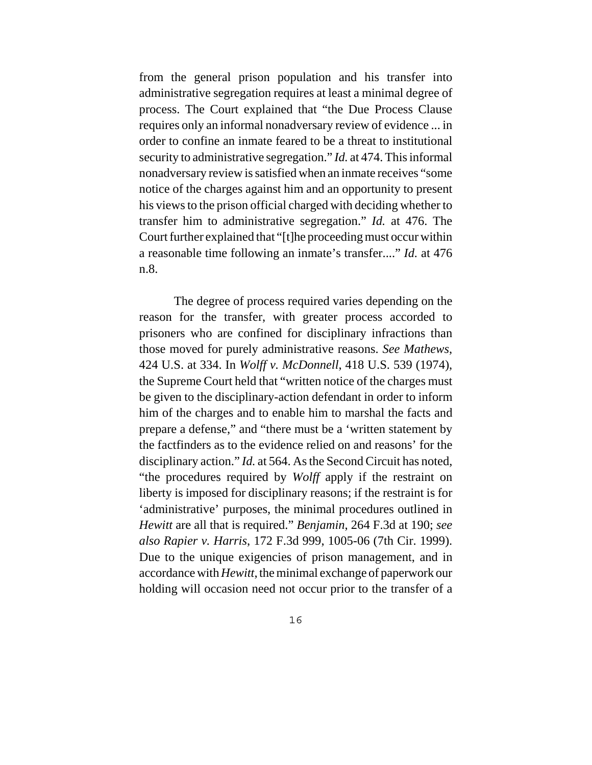from the general prison population and his transfer into administrative segregation requires at least a minimal degree of process. The Court explained that "the Due Process Clause requires only an informal nonadversary review of evidence ... in order to confine an inmate feared to be a threat to institutional security to administrative segregation." *Id.* at 474. This informal nonadversary review is satisfied when an inmate receives "some notice of the charges against him and an opportunity to present his views to the prison official charged with deciding whether to transfer him to administrative segregation." *Id.* at 476. The Court further explained that "[t]he proceeding must occur within a reasonable time following an inmate's transfer...." *Id.* at 476 n.8.

The degree of process required varies depending on the reason for the transfer, with greater process accorded to prisoners who are confined for disciplinary infractions than those moved for purely administrative reasons. *See Mathews*, 424 U.S. at 334. In *Wolff v. McDonnell*, 418 U.S. 539 (1974), the Supreme Court held that "written notice of the charges must be given to the disciplinary-action defendant in order to inform him of the charges and to enable him to marshal the facts and prepare a defense," and "there must be a 'written statement by the factfinders as to the evidence relied on and reasons' for the disciplinary action." *Id.* at 564. As the Second Circuit has noted, "the procedures required by *Wolff* apply if the restraint on liberty is imposed for disciplinary reasons; if the restraint is for 'administrative' purposes, the minimal procedures outlined in *Hewitt* are all that is required." *Benjamin*, 264 F.3d at 190; *see also Rapier v. Harris*, 172 F.3d 999, 1005-06 (7th Cir. 1999). Due to the unique exigencies of prison management, and in accordance with *Hewitt*, the minimal exchange of paperwork our holding will occasion need not occur prior to the transfer of a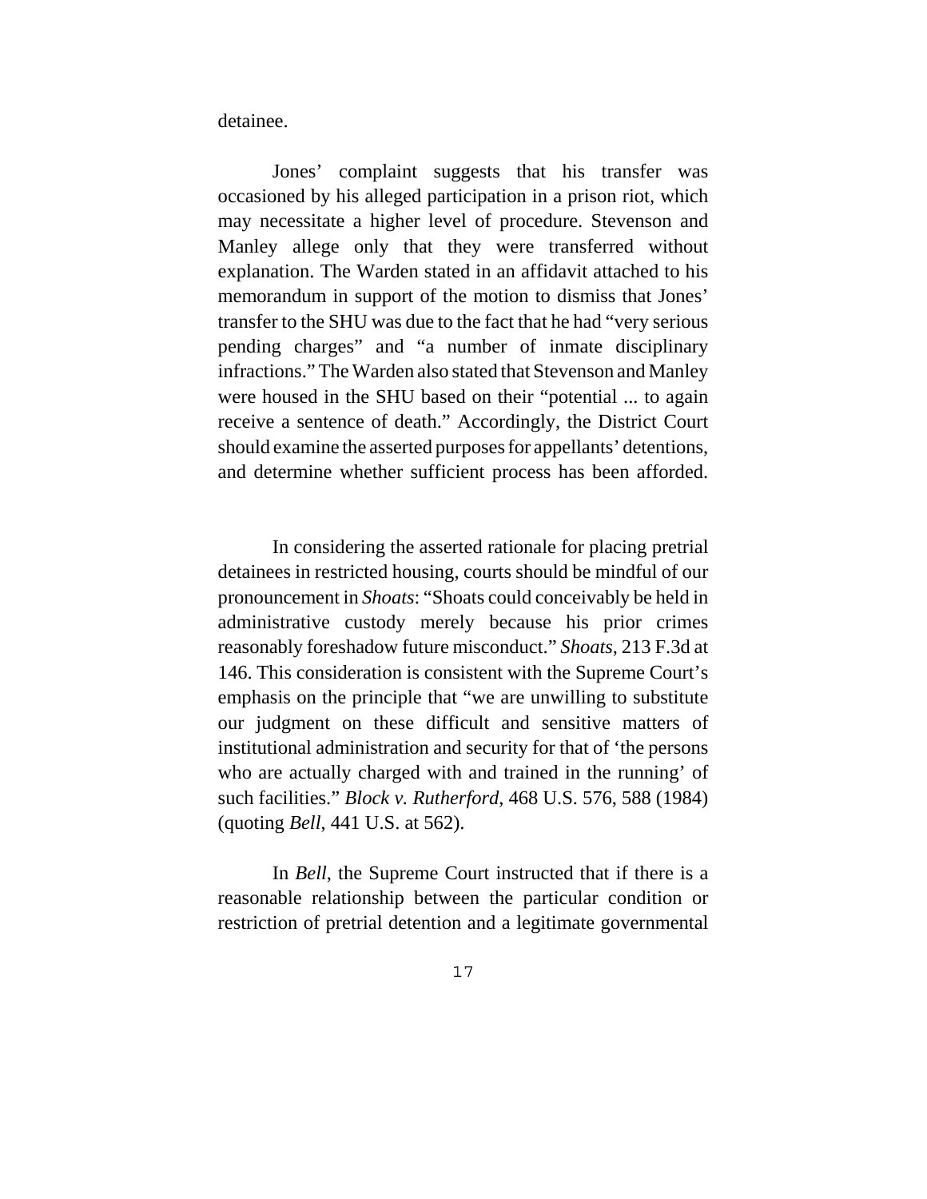detainee.

Jones' complaint suggests that his transfer was occasioned by his alleged participation in a prison riot, which may necessitate a higher level of procedure. Stevenson and Manley allege only that they were transferred without explanation. The Warden stated in an affidavit attached to his memorandum in support of the motion to dismiss that Jones' transfer to the SHU was due to the fact that he had "very serious pending charges" and "a number of inmate disciplinary infractions." The Warden also stated that Stevenson and Manley were housed in the SHU based on their "potential ... to again receive a sentence of death." Accordingly, the District Court should examine the asserted purposes for appellants' detentions, and determine whether sufficient process has been afforded.

In considering the asserted rationale for placing pretrial detainees in restricted housing, courts should be mindful of our pronouncement in *Shoats*: "Shoats could conceivably be held in administrative custody merely because his prior crimes reasonably foreshadow future misconduct." *Shoats*, 213 F.3d at 146. This consideration is consistent with the Supreme Court's emphasis on the principle that "we are unwilling to substitute our judgment on these difficult and sensitive matters of institutional administration and security for that of 'the persons who are actually charged with and trained in the running' of such facilities." *Block v. Rutherford*, 468 U.S. 576, 588 (1984) (quoting *Bell*, 441 U.S. at 562).

In *Bell*, the Supreme Court instructed that if there is a reasonable relationship between the particular condition or restriction of pretrial detention and a legitimate governmental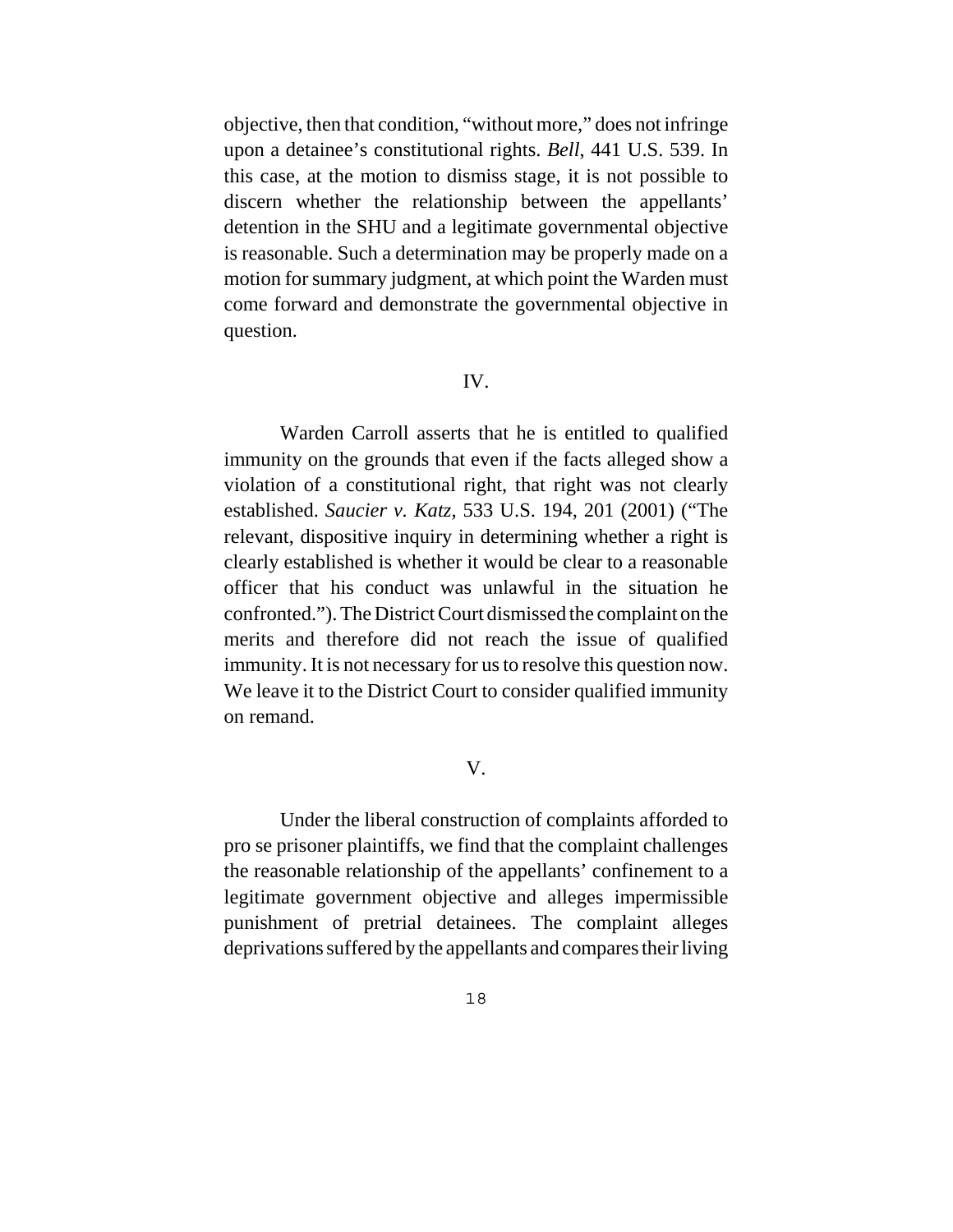objective, then that condition, "without more," does not infringe upon a detainee's constitutional rights. *Bell*, 441 U.S. 539. In this case, at the motion to dismiss stage, it is not possible to discern whether the relationship between the appellants' detention in the SHU and a legitimate governmental objective is reasonable. Such a determination may be properly made on a motion for summary judgment, at which point the Warden must come forward and demonstrate the governmental objective in question.

## IV.

Warden Carroll asserts that he is entitled to qualified immunity on the grounds that even if the facts alleged show a violation of a constitutional right, that right was not clearly established. *Saucier v. Katz*, 533 U.S. 194, 201 (2001) ("The relevant, dispositive inquiry in determining whether a right is clearly established is whether it would be clear to a reasonable officer that his conduct was unlawful in the situation he confronted."). The District Court dismissed the complaint on the merits and therefore did not reach the issue of qualified immunity. It is not necessary for us to resolve this question now. We leave it to the District Court to consider qualified immunity on remand.

## V.

Under the liberal construction of complaints afforded to pro se prisoner plaintiffs, we find that the complaint challenges the reasonable relationship of the appellants' confinement to a legitimate government objective and alleges impermissible punishment of pretrial detainees. The complaint alleges deprivations suffered by the appellants and compares their living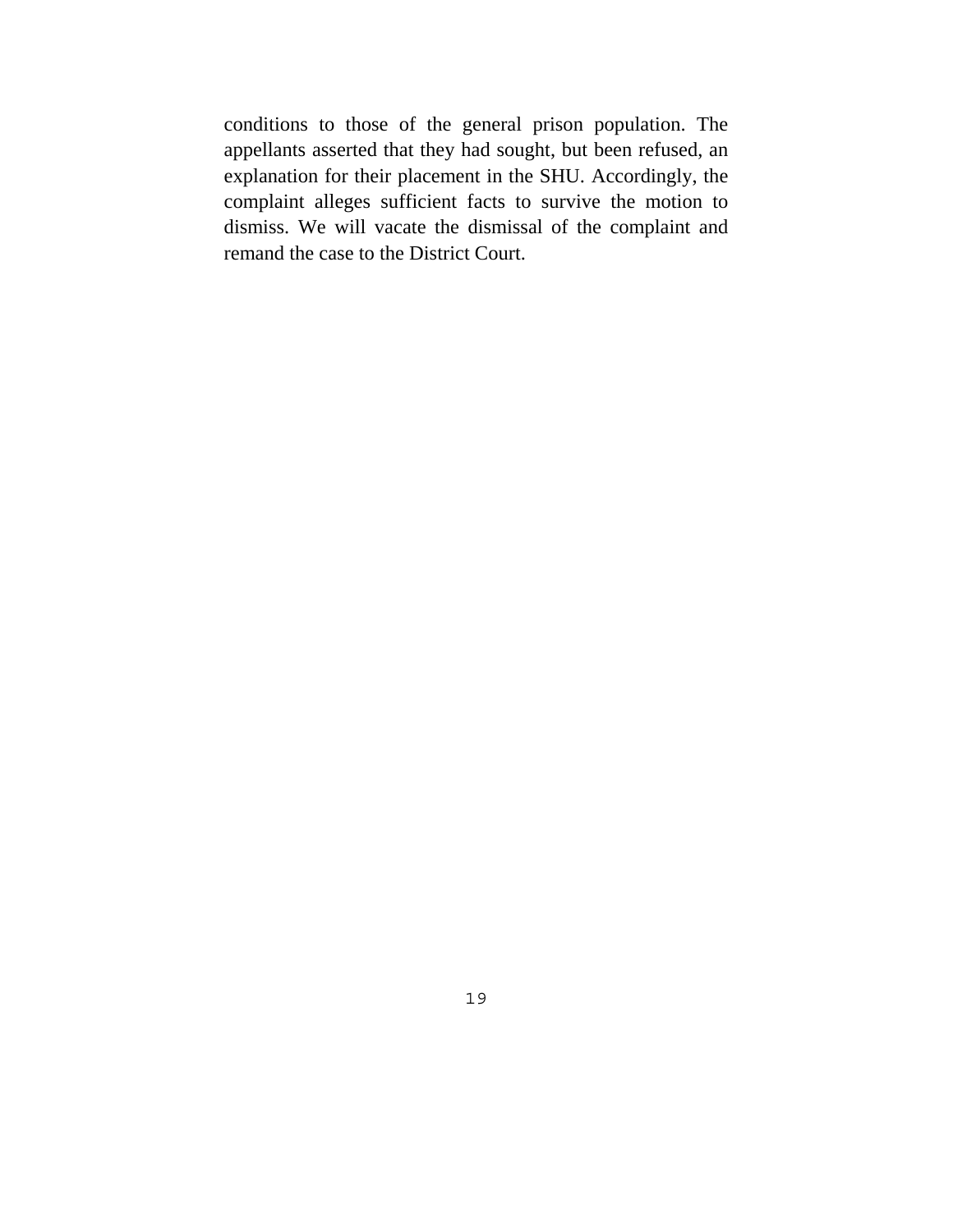conditions to those of the general prison population. The appellants asserted that they had sought, but been refused, an explanation for their placement in the SHU. Accordingly, the complaint alleges sufficient facts to survive the motion to dismiss. We will vacate the dismissal of the complaint and remand the case to the District Court.